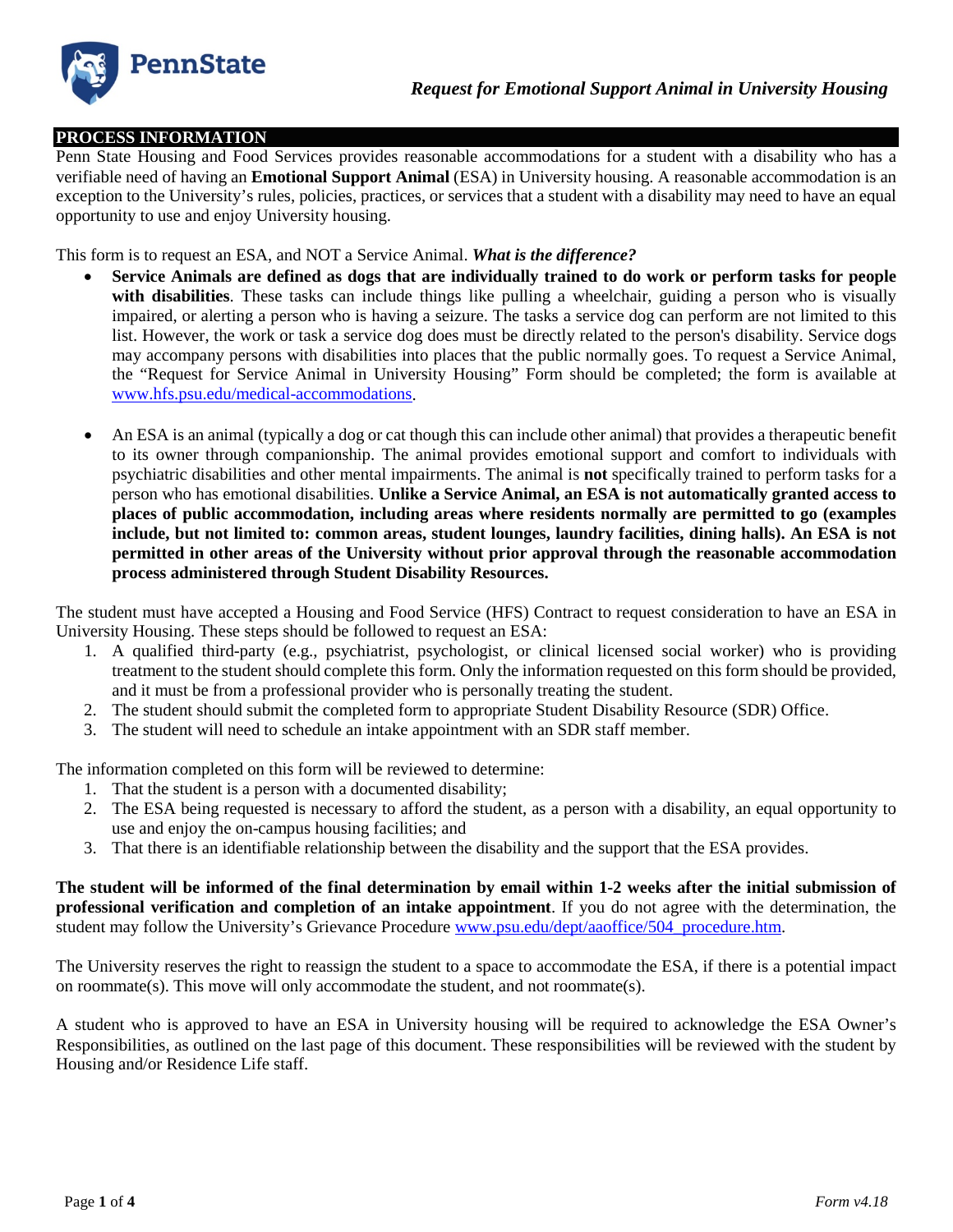PennState

*Request for Emotional Support Animal in University Housing*

## PROCESS INFORMATION

Penn State Housing and Food Services provides reasonable accommodations for a student with a disability who has a verifiable need of having an **Emotional Support Animal** (ESA) in University housing. A reasonable accommodation is an exception to the University's rules, policies, practices, or services that a student with a disability may need to have an equal opportunity to use and enjoy University housing.

This form is to request an ESA, and NOT a Service Animal. ***What is the difference?***

- **Service Animals are defined as dogs that are individually trained to do work or perform tasks for people with disabilities**. These tasks can include things like pulling a wheelchair, guiding a person who is visually impaired, or alerting a person who is having a seizure. The tasks a service dog can perform are not limited to this list. However, the work or task a service dog does must be directly related to the person's disability. Service dogs may accompany persons with disabilities into places that the public normally goes. To request a Service Animal, the "Request for Service Animal in University Housing" Form should be completed; the form is available at [www.hfs.psu.edu/medical-accommodations](www.hfs.psu.edu/medical-accommodations).

- An ESA is an animal (typically a dog or cat though this can include other animal) that provides a therapeutic benefit to its owner through companionship. The animal provides emotional support and comfort to individuals with psychiatric disabilities and other mental impairments. The animal is **not** specifically trained to perform tasks for a person who has emotional disabilities. **Unlike a Service Animal, an ESA is not automatically granted access to places of public accommodation, including areas where residents normally are permitted to go (examples include, but not limited to: common areas, student lounges, laundry facilities, dining halls). An ESA is not permitted in other areas of the University without prior approval through the reasonable accommodation process administered through Student Disability Resources.**

The student must have accepted a Housing and Food Service (HFS) Contract to request consideration to have an ESA in University Housing. These steps should be followed to request an ESA:

1. A qualified third-party (e.g., psychiatrist, psychologist, or clinical licensed social worker) who is providing treatment to the student should complete this form. Only the information requested on this form should be provided, and it must be from a professional provider who is personally treating the student.
2. The student should submit the completed form to appropriate Student Disability Resource (SDR) Office.
3. The student will need to schedule an intake appointment with an SDR staff member.

The information completed on this form will be reviewed to determine:

1. That the student is a person with a documented disability;
2. The ESA being requested is necessary to afford the student, as a person with a disability, an equal opportunity to use and enjoy the on-campus housing facilities; and
3. That there is an identifiable relationship between the disability and the support that the ESA provides.

**The student will be informed of the final determination by email within 1-2 weeks after the initial submission of professional verification and completion of an intake appointment**. If you do not agree with the determination, the student may follow the University's Grievance Procedure [www.psu.edu/dept/aaoffice/504_procedure.htm](www.psu.edu/dept/aaoffice/504_procedure.htm).

The University reserves the right to reassign the student to a space to accommodate the ESA, if there is a potential impact on roommate(s). This move will only accommodate the student, and not roommate(s).

A student who is approved to have an ESA in University housing will be required to acknowledge the ESA Owner's Responsibilities, as outlined on the last page of this document. These responsibilities will be reviewed with the student by Housing and/or Residence Life staff.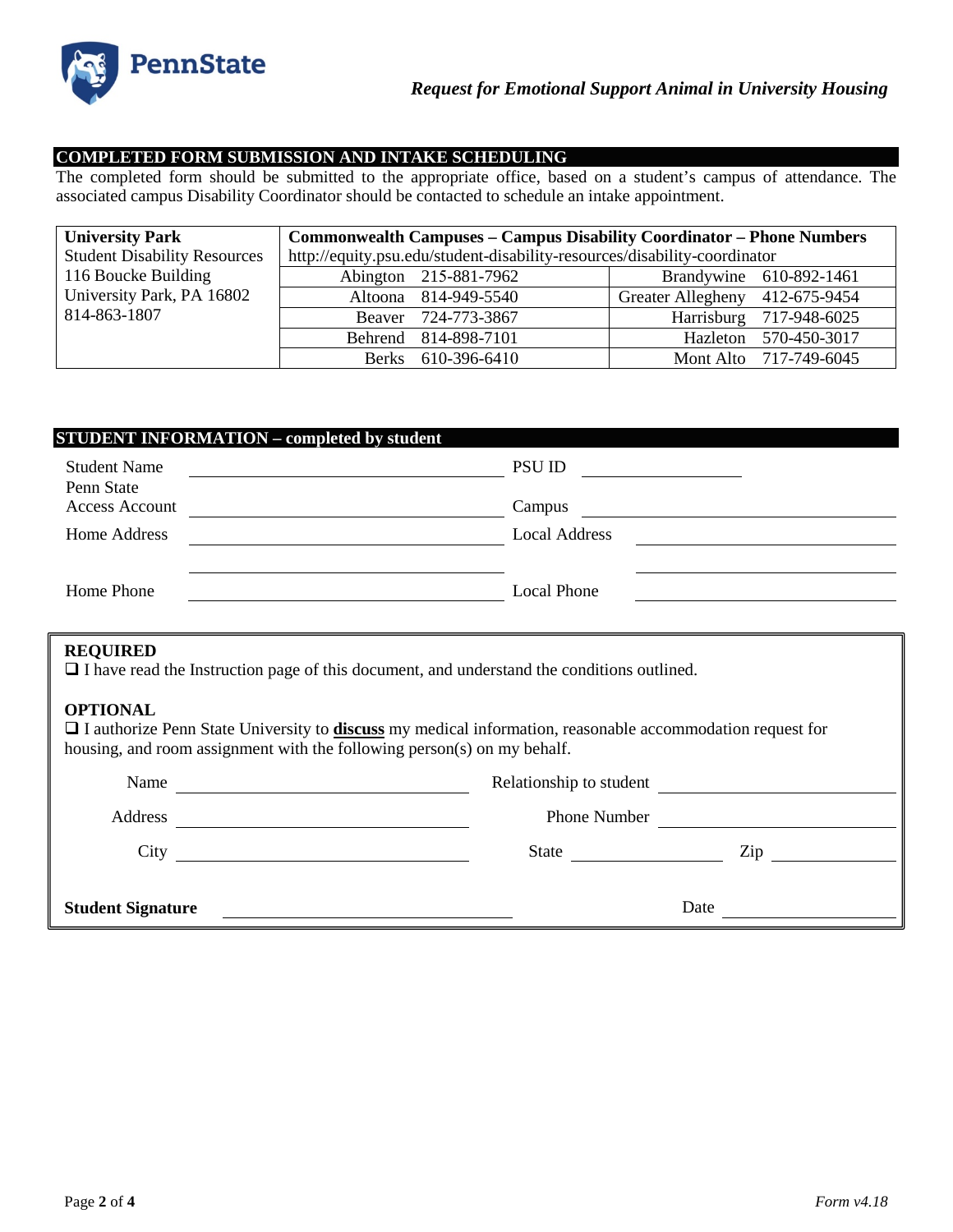*Request for Emotional Support Animal in University Housing*

## COMPLETED FORM SUBMISSION AND INTAKE SCHEDULING

The completed form should be submitted to the appropriate office, based on a student's campus of attendance. The associated campus Disability Coordinator should be contacted to schedule an intake appointment.

| **University Park** | **Commonwealth Campuses – Campus Disability Coordinator – Phone Numbers** | | | |
|---|---|---|---|---|
| Student Disability Resources | http://equity.psu.edu/student-disability-resources/disability-coordinator | | | |
| 116 Boucke Building | Abington | 215-881-7962 | Brandywine | 610-892-1461 |
| University Park, PA 16802 | Altoona | 814-949-5540 | Greater Allegheny | 412-675-9454 |
| 814-863-1807 | Beaver | 724-773-3867 | Harrisburg | 717-948-6025 |
| | Behrend | 814-898-7101 | Hazleton | 570-450-3017 |
| | Berks | 610-396-6410 | Mont Alto | 717-749-6045 |

## STUDENT INFORMATION – completed by student

Student Name ______________________ PSU ID ______________

Penn State Access Account ______________________ Campus ______________________

Home Address ______________________ Local Address ______________________

______________________ ______________________

Home Phone ______________________ Local Phone ______________________

**REQUIRED**

❑ I have read the Instruction page of this document, and understand the conditions outlined.

**OPTIONAL**

❑ I authorize Penn State University to **discuss** my medical information, reasonable accommodation request for housing, and room assignment with the following person(s) on my behalf.

Name ______________________ Relationship to student ______________________

Address ______________________ Phone Number ______________________

City ______________________ State ______________ Zip ______________

**Student Signature** ______________________ Date ______________

*Form v4.18*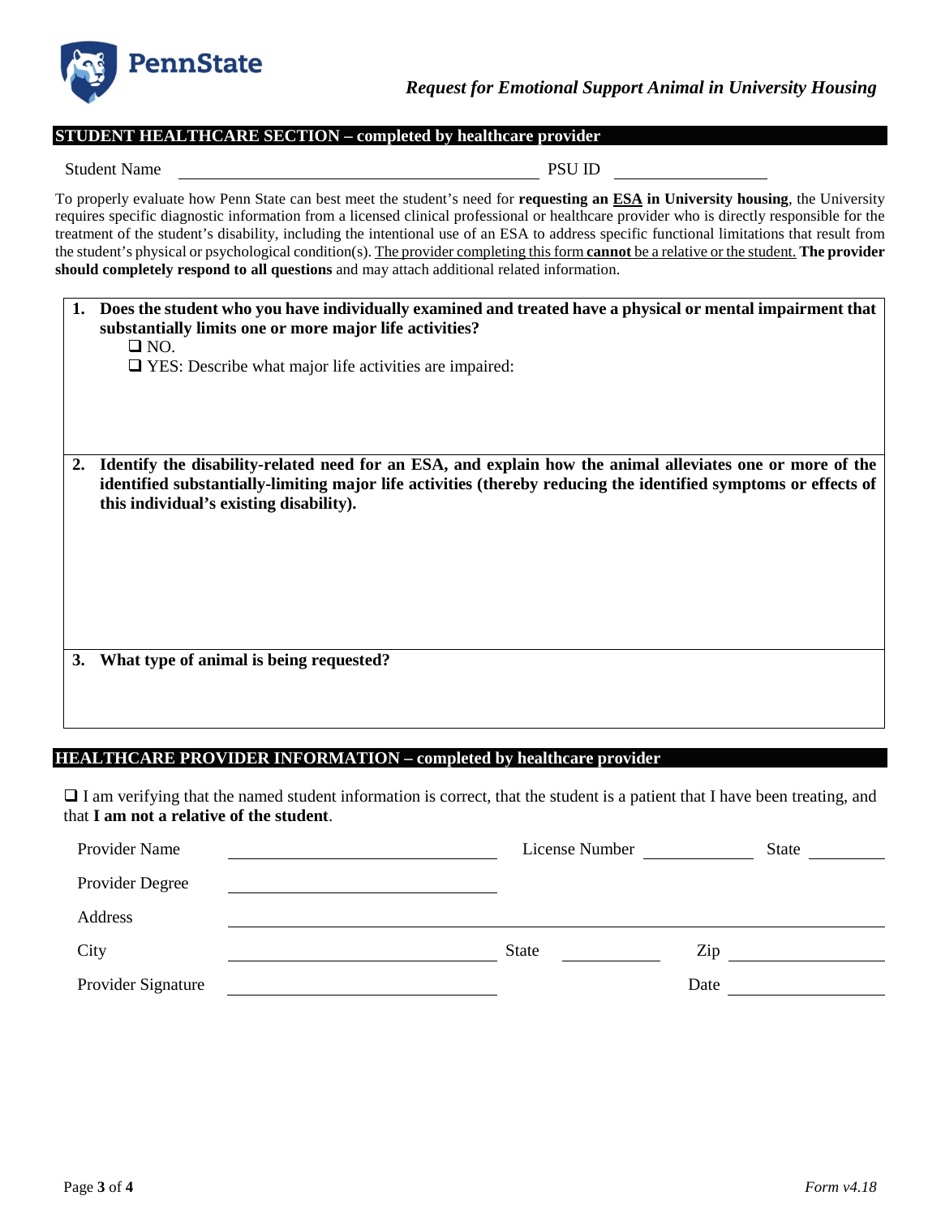*Request for Emotional Support Animal in University Housing*

## STUDENT HEALTHCARE SECTION – completed by healthcare provider

Student Name ______________________________ PSU ID ______________

To properly evaluate how Penn State can best meet the student's need for **requesting an ESA in University housing**, the University requires specific diagnostic information from a licensed clinical professional or healthcare provider who is directly responsible for the treatment of the student's disability, including the intentional use of an ESA to address specific functional limitations that result from the student's physical or psychological condition(s). The provider completing this form **cannot** be a relative or the student. **The provider should completely respond to all questions** and may attach additional related information.

1. **Does the student who you have individually examined and treated have a physical or mental impairment that substantially limits one or more major life activities?**
   - ❑ NO.
   - ❑ YES: Describe what major life activities are impaired:

2. **Identify the disability-related need for an ESA, and explain how the animal alleviates one or more of the identified substantially-limiting major life activities (thereby reducing the identified symptoms or effects of this individual's existing disability).**

3. **What type of animal is being requested?**

## HEALTHCARE PROVIDER INFORMATION – completed by healthcare provider

❑ I am verifying that the named student information is correct, that the student is a patient that I have been treating, and that **I am not a relative of the student**.

Provider Name ______________________ License Number ____________ State ________

Provider Degree ______________________

Address ____________________________________________

City ______________________ State __________ Zip ____________

Provider Signature ______________________ Date ____________

*Form v4.18*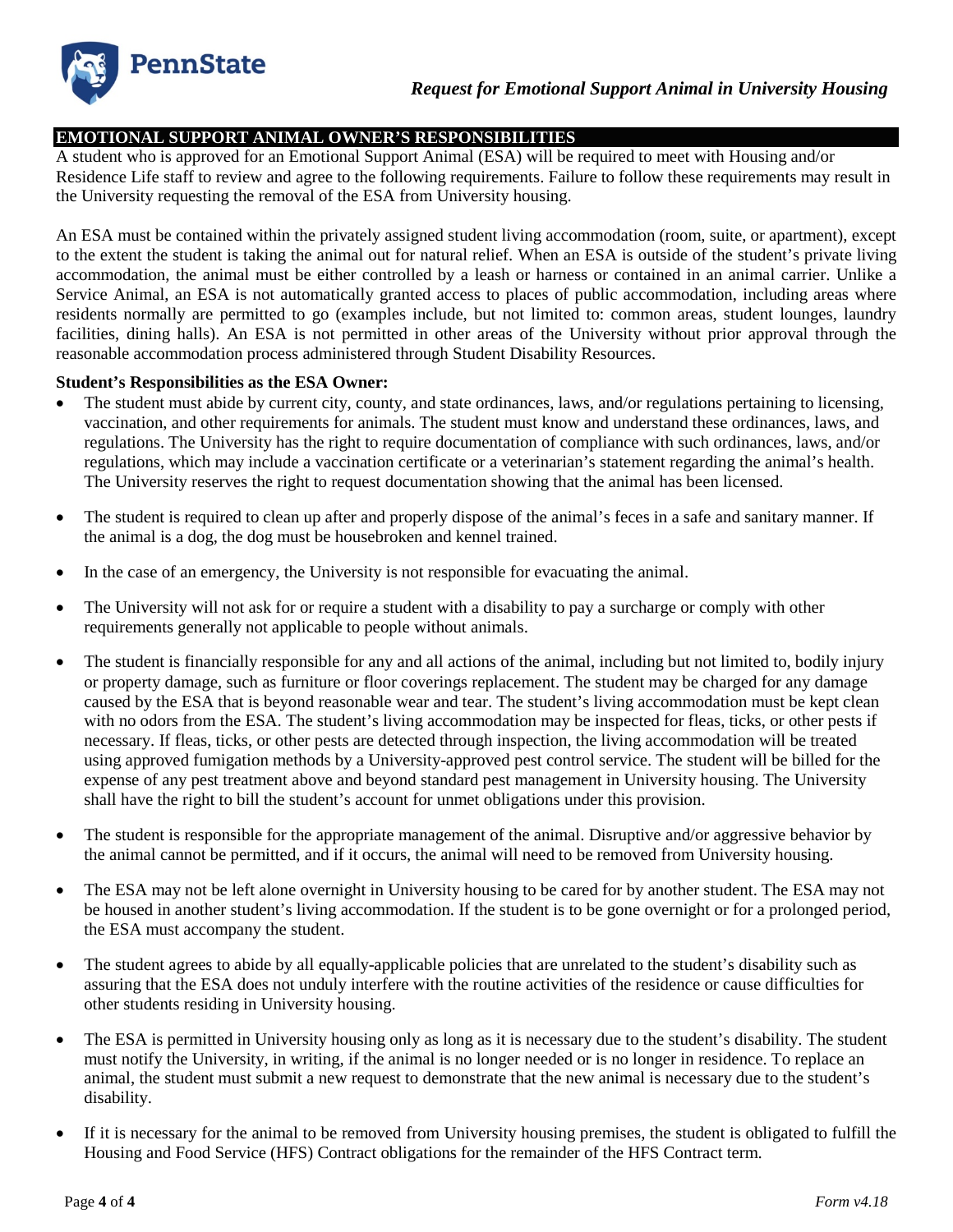## EMOTIONAL SUPPORT ANIMAL OWNER'S RESPONSIBILITIES

A student who is approved for an Emotional Support Animal (ESA) will be required to meet with Housing and/or Residence Life staff to review and agree to the following requirements. Failure to follow these requirements may result in the University requesting the removal of the ESA from University housing.

An ESA must be contained within the privately assigned student living accommodation (room, suite, or apartment), except to the extent the student is taking the animal out for natural relief. When an ESA is outside of the student's private living accommodation, the animal must be either controlled by a leash or harness or contained in an animal carrier. Unlike a Service Animal, an ESA is not automatically granted access to places of public accommodation, including areas where residents normally are permitted to go (examples include, but not limited to: common areas, student lounges, laundry facilities, dining halls). An ESA is not permitted in other areas of the University without prior approval through the reasonable accommodation process administered through Student Disability Resources.

**Student's Responsibilities as the ESA Owner:**

- The student must abide by current city, county, and state ordinances, laws, and/or regulations pertaining to licensing, vaccination, and other requirements for animals. The student must know and understand these ordinances, laws, and regulations. The University has the right to require documentation of compliance with such ordinances, laws, and/or regulations, which may include a vaccination certificate or a veterinarian's statement regarding the animal's health. The University reserves the right to request documentation showing that the animal has been licensed.
- The student is required to clean up after and properly dispose of the animal's feces in a safe and sanitary manner. If the animal is a dog, the dog must be housebroken and kennel trained.
- In the case of an emergency, the University is not responsible for evacuating the animal.
- The University will not ask for or require a student with a disability to pay a surcharge or comply with other requirements generally not applicable to people without animals.
- The student is financially responsible for any and all actions of the animal, including but not limited to, bodily injury or property damage, such as furniture or floor coverings replacement. The student may be charged for any damage caused by the ESA that is beyond reasonable wear and tear. The student's living accommodation must be kept clean with no odors from the ESA. The student's living accommodation may be inspected for fleas, ticks, or other pests if necessary. If fleas, ticks, or other pests are detected through inspection, the living accommodation will be treated using approved fumigation methods by a University-approved pest control service. The student will be billed for the expense of any pest treatment above and beyond standard pest management in University housing. The University shall have the right to bill the student's account for unmet obligations under this provision.
- The student is responsible for the appropriate management of the animal. Disruptive and/or aggressive behavior by the animal cannot be permitted, and if it occurs, the animal will need to be removed from University housing.
- The ESA may not be left alone overnight in University housing to be cared for by another student. The ESA may not be housed in another student's living accommodation. If the student is to be gone overnight or for a prolonged period, the ESA must accompany the student.
- The student agrees to abide by all equally-applicable policies that are unrelated to the student's disability such as assuring that the ESA does not unduly interfere with the routine activities of the residence or cause difficulties for other students residing in University housing.
- The ESA is permitted in University housing only as long as it is necessary due to the student's disability. The student must notify the University, in writing, if the animal is no longer needed or is no longer in residence. To replace an animal, the student must submit a new request to demonstrate that the new animal is necessary due to the student's disability.
- If it is necessary for the animal to be removed from University housing premises, the student is obligated to fulfill the Housing and Food Service (HFS) Contract obligations for the remainder of the HFS Contract term.